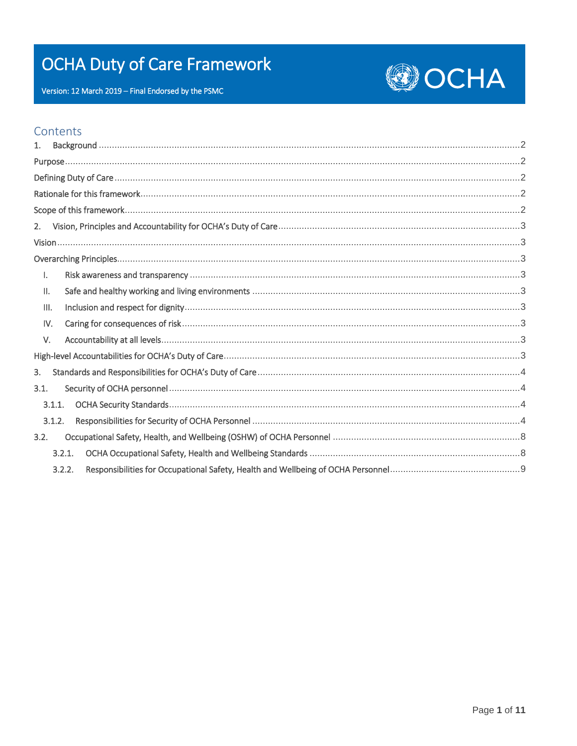# OCHA Duty of Care Framework

Version: 12 March 2019 – Final Endorsed by the PSMC

## Contents

1. Background ........ 2

Purpose ........ 2

Defining Duty of Care ........ 2

Rationale for this framework ........ 2

Scope of this framework ........ 2

2. Vision, Principles and Accountability for OCHA's Duty of Care ........ 3

Vision ........ 3

Overarching Principles ........ 3

- I. Risk awareness and transparency ........ 3
- II. Safe and healthy working and living environments ........ 3
- III. Inclusion and respect for dignity ........ 3
- IV. Caring for consequences of risk ........ 3
- V. Accountability at all levels ........ 3

High-level Accountabilities for OCHA's Duty of Care ........ 3

3. Standards and Responsibilities for OCHA's Duty of Care ........ 4

3.1. Security of OCHA personnel ........ 4

- 3.1.1. OCHA Security Standards ........ 4
- 3.1.2. Responsibilities for Security of OCHA Personnel ........ 4

3.2. Occupational Safety, Health, and Wellbeing (OSHW) of OCHA Personnel ........ 8

- 3.2.1. OCHA Occupational Safety, Health and Wellbeing Standards ........ 8
- 3.2.2. Responsibilities for Occupational Safety, Health and Wellbeing of OCHA Personnel ........ 9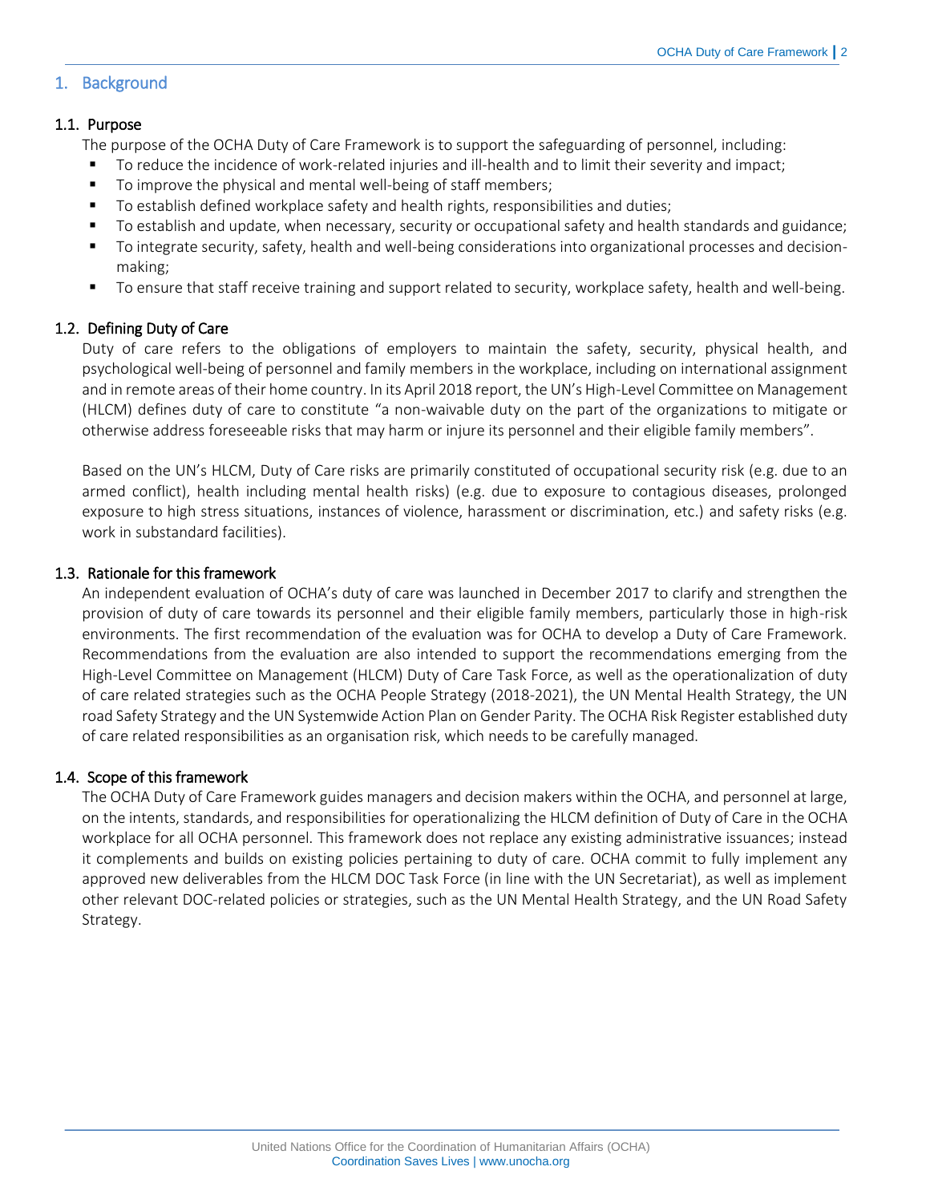# 1. Background

## 1.1. Purpose

The purpose of the OCHA Duty of Care Framework is to support the safeguarding of personnel, including:

- To reduce the incidence of work-related injuries and ill-health and to limit their severity and impact;
- To improve the physical and mental well-being of staff members;
- To establish defined workplace safety and health rights, responsibilities and duties;
- To establish and update, when necessary, security or occupational safety and health standards and guidance;
- To integrate security, safety, health and well-being considerations into organizational processes and decision-making;
- To ensure that staff receive training and support related to security, workplace safety, health and well-being.

## 1.2. Defining Duty of Care

Duty of care refers to the obligations of employers to maintain the safety, security, physical health, and psychological well-being of personnel and family members in the workplace, including on international assignment and in remote areas of their home country. In its April 2018 report, the UN's High-Level Committee on Management (HLCM) defines duty of care to constitute "a non-waivable duty on the part of the organizations to mitigate or otherwise address foreseeable risks that may harm or injure its personnel and their eligible family members".

Based on the UN's HLCM, Duty of Care risks are primarily constituted of occupational security risk (e.g. due to an armed conflict), health including mental health risks) (e.g. due to exposure to contagious diseases, prolonged exposure to high stress situations, instances of violence, harassment or discrimination, etc.) and safety risks (e.g. work in substandard facilities).

## 1.3. Rationale for this framework

An independent evaluation of OCHA's duty of care was launched in December 2017 to clarify and strengthen the provision of duty of care towards its personnel and their eligible family members, particularly those in high-risk environments. The first recommendation of the evaluation was for OCHA to develop a Duty of Care Framework. Recommendations from the evaluation are also intended to support the recommendations emerging from the High-Level Committee on Management (HLCM) Duty of Care Task Force, as well as the operationalization of duty of care related strategies such as the OCHA People Strategy (2018-2021), the UN Mental Health Strategy, the UN road Safety Strategy and the UN Systemwide Action Plan on Gender Parity. The OCHA Risk Register established duty of care related responsibilities as an organisation risk, which needs to be carefully managed.

## 1.4. Scope of this framework

The OCHA Duty of Care Framework guides managers and decision makers within the OCHA, and personnel at large, on the intents, standards, and responsibilities for operationalizing the HLCM definition of Duty of Care in the OCHA workplace for all OCHA personnel. This framework does not replace any existing administrative issuances; instead it complements and builds on existing policies pertaining to duty of care. OCHA commit to fully implement any approved new deliverables from the HLCM DOC Task Force (in line with the UN Secretariat), as well as implement other relevant DOC-related policies or strategies, such as the UN Mental Health Strategy, and the UN Road Safety Strategy.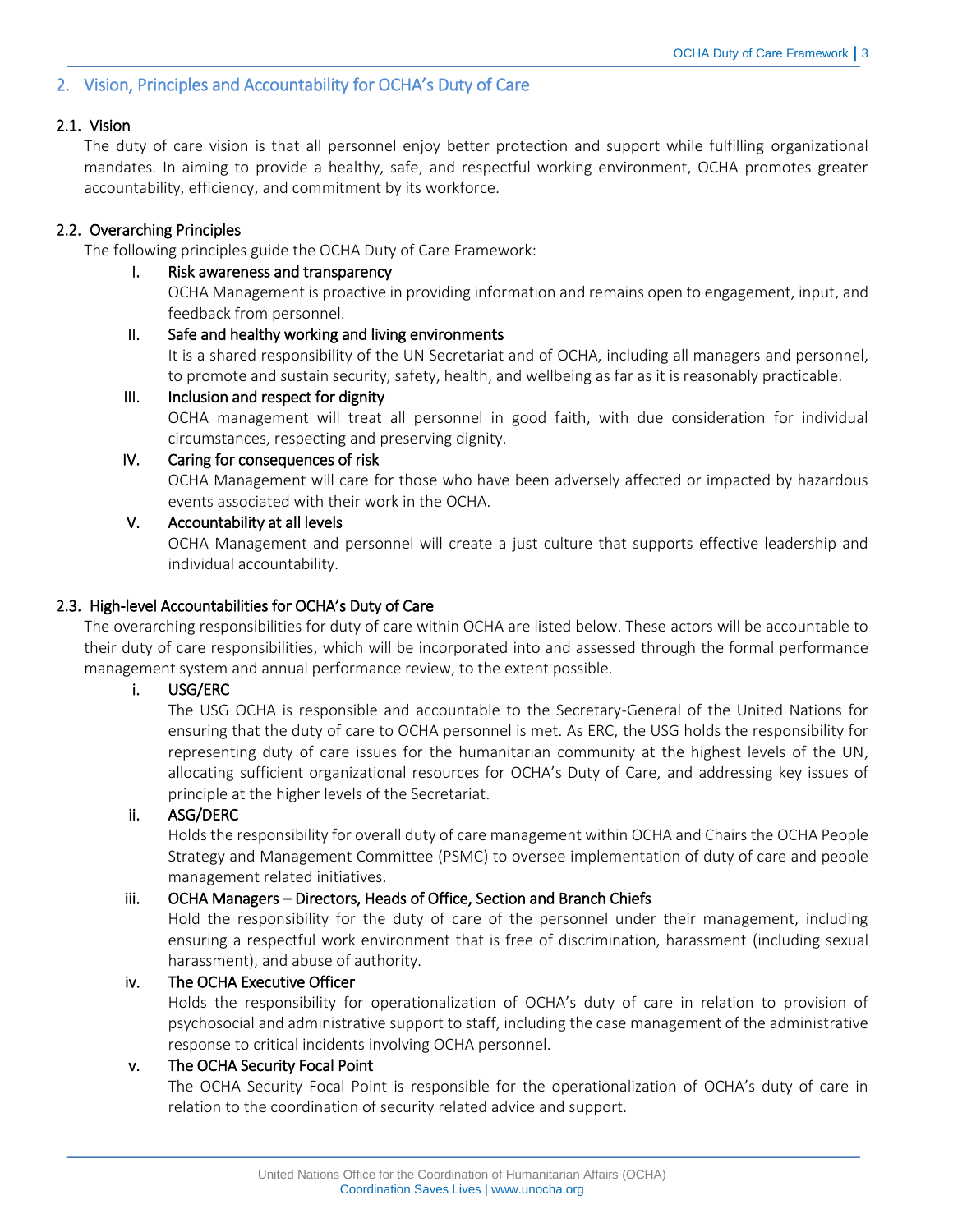## 2. Vision, Principles and Accountability for OCHA's Duty of Care

### 2.1. Vision

The duty of care vision is that all personnel enjoy better protection and support while fulfilling organizational mandates. In aiming to provide a healthy, safe, and respectful working environment, OCHA promotes greater accountability, efficiency, and commitment by its workforce.

### 2.2. Overarching Principles

The following principles guide the OCHA Duty of Care Framework:

I. **Risk awareness and transparency**
OCHA Management is proactive in providing information and remains open to engagement, input, and feedback from personnel.

II. **Safe and healthy working and living environments**
It is a shared responsibility of the UN Secretariat and of OCHA, including all managers and personnel, to promote and sustain security, safety, health, and wellbeing as far as it is reasonably practicable.

III. **Inclusion and respect for dignity**
OCHA management will treat all personnel in good faith, with due consideration for individual circumstances, respecting and preserving dignity.

IV. **Caring for consequences of risk**
OCHA Management will care for those who have been adversely affected or impacted by hazardous events associated with their work in the OCHA.

V. **Accountability at all levels**
OCHA Management and personnel will create a just culture that supports effective leadership and individual accountability.

### 2.3. High-level Accountabilities for OCHA's Duty of Care

The overarching responsibilities for duty of care within OCHA are listed below. These actors will be accountable to their duty of care responsibilities, which will be incorporated into and assessed through the formal performance management system and annual performance review, to the extent possible.

i. **USG/ERC**
The USG OCHA is responsible and accountable to the Secretary-General of the United Nations for ensuring that the duty of care to OCHA personnel is met. As ERC, the USG holds the responsibility for representing duty of care issues for the humanitarian community at the highest levels of the UN, allocating sufficient organizational resources for OCHA's Duty of Care, and addressing key issues of principle at the higher levels of the Secretariat.

ii. **ASG/DERC**
Holds the responsibility for overall duty of care management within OCHA and Chairs the OCHA People Strategy and Management Committee (PSMC) to oversee implementation of duty of care and people management related initiatives.

iii. **OCHA Managers – Directors, Heads of Office, Section and Branch Chiefs**
Hold the responsibility for the duty of care of the personnel under their management, including ensuring a respectful work environment that is free of discrimination, harassment (including sexual harassment), and abuse of authority.

iv. **The OCHA Executive Officer**
Holds the responsibility for operationalization of OCHA's duty of care in relation to provision of psychosocial and administrative support to staff, including the case management of the administrative response to critical incidents involving OCHA personnel.

v. **The OCHA Security Focal Point**
The OCHA Security Focal Point is responsible for the operationalization of OCHA's duty of care in relation to the coordination of security related advice and support.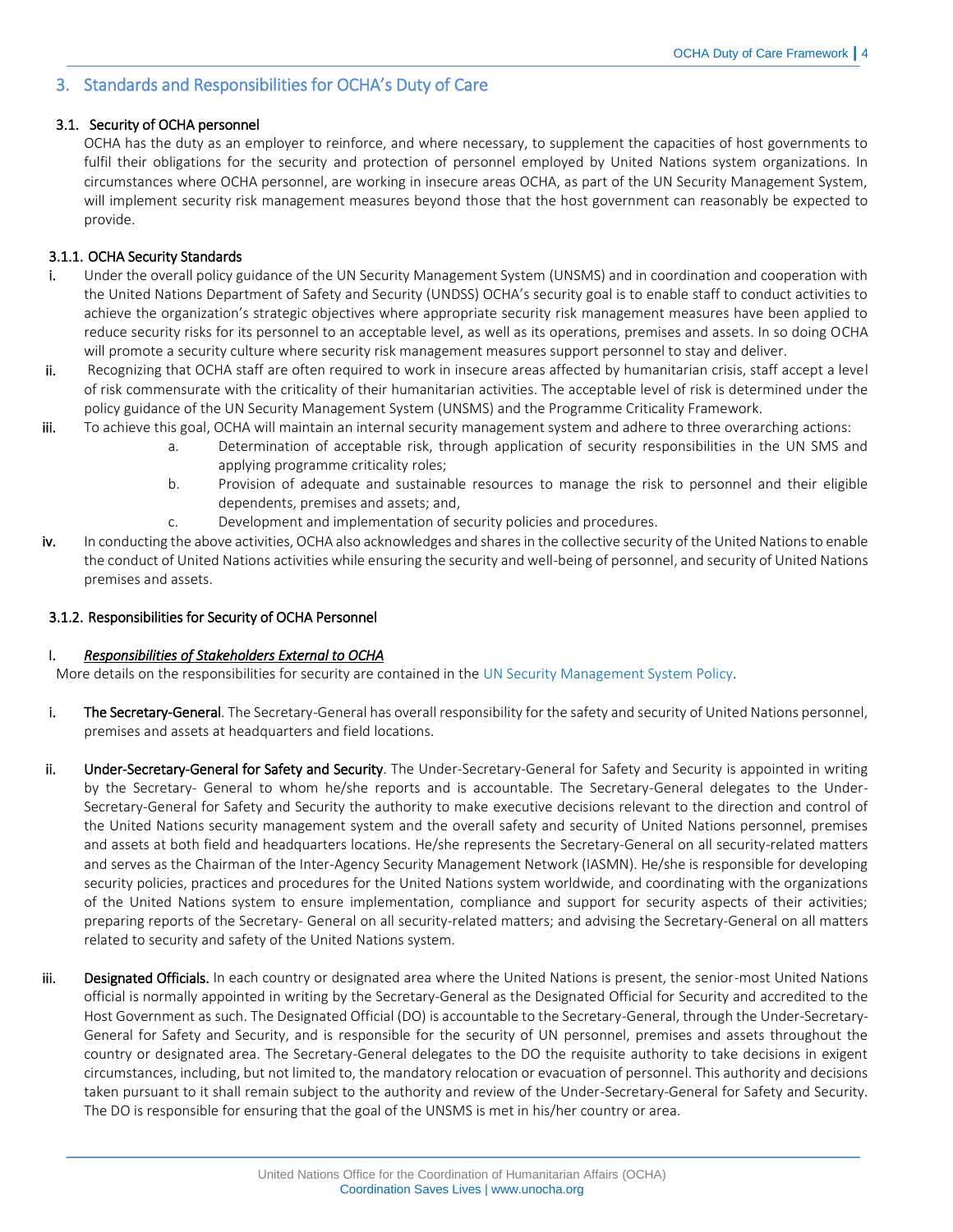## 3. Standards and Responsibilities for OCHA's Duty of Care

### 3.1. Security of OCHA personnel

OCHA has the duty as an employer to reinforce, and where necessary, to supplement the capacities of host governments to fulfil their obligations for the security and protection of personnel employed by United Nations system organizations. In circumstances where OCHA personnel, are working in insecure areas OCHA, as part of the UN Security Management System, will implement security risk management measures beyond those that the host government can reasonably be expected to provide.

#### 3.1.1. OCHA Security Standards

i. Under the overall policy guidance of the UN Security Management System (UNSMS) and in coordination and cooperation with the United Nations Department of Safety and Security (UNDSS) OCHA's security goal is to enable staff to conduct activities to achieve the organization's strategic objectives where appropriate security risk management measures have been applied to reduce security risks for its personnel to an acceptable level, as well as its operations, premises and assets. In so doing OCHA will promote a security culture where security risk management measures support personnel to stay and deliver.

ii. Recognizing that OCHA staff are often required to work in insecure areas affected by humanitarian crisis, staff accept a level of risk commensurate with the criticality of their humanitarian activities. The acceptable level of risk is determined under the policy guidance of the UN Security Management System (UNSMS) and the Programme Criticality Framework.

iii. To achieve this goal, OCHA will maintain an internal security management system and adhere to three overarching actions:

   a. Determination of acceptable risk, through application of security responsibilities in the UN SMS and applying programme criticality roles;
   
   b. Provision of adequate and sustainable resources to manage the risk to personnel and their eligible dependents, premises and assets; and,
   
   c. Development and implementation of security policies and procedures.

iv. In conducting the above activities, OCHA also acknowledges and shares in the collective security of the United Nations to enable the conduct of United Nations activities while ensuring the security and well-being of personnel, and security of United Nations premises and assets.

#### 3.1.2. Responsibilities for Security of OCHA Personnel

I. ***Responsibilities of Stakeholders External to OCHA***

More details on the responsibilities for security are contained in the UN Security Management System Policy.

i. **The Secretary-General**. The Secretary-General has overall responsibility for the safety and security of United Nations personnel, premises and assets at headquarters and field locations.

ii. **Under-Secretary-General for Safety and Security**. The Under-Secretary-General for Safety and Security is appointed in writing by the Secretary- General to whom he/she reports and is accountable. The Secretary-General delegates to the Under-Secretary-General for Safety and Security the authority to make executive decisions relevant to the direction and control of the United Nations security management system and the overall safety and security of United Nations personnel, premises and assets at both field and headquarters locations. He/she represents the Secretary-General on all security-related matters and serves as the Chairman of the Inter-Agency Security Management Network (IASMN). He/she is responsible for developing security policies, practices and procedures for the United Nations system worldwide, and coordinating with the organizations of the United Nations system to ensure implementation, compliance and support for security aspects of their activities; preparing reports of the Secretary- General on all security-related matters; and advising the Secretary-General on all matters related to security and safety of the United Nations system.

iii. **Designated Officials.** In each country or designated area where the United Nations is present, the senior-most United Nations official is normally appointed in writing by the Secretary-General as the Designated Official for Security and accredited to the Host Government as such. The Designated Official (DO) is accountable to the Secretary-General, through the Under-Secretary-General for Safety and Security, and is responsible for the security of UN personnel, premises and assets throughout the country or designated area. The Secretary-General delegates to the DO the requisite authority to take decisions in exigent circumstances, including, but not limited to, the mandatory relocation or evacuation of personnel. This authority and decisions taken pursuant to it shall remain subject to the authority and review of the Under-Secretary-General for Safety and Security. The DO is responsible for ensuring that the goal of the UNSMS is met in his/her country or area.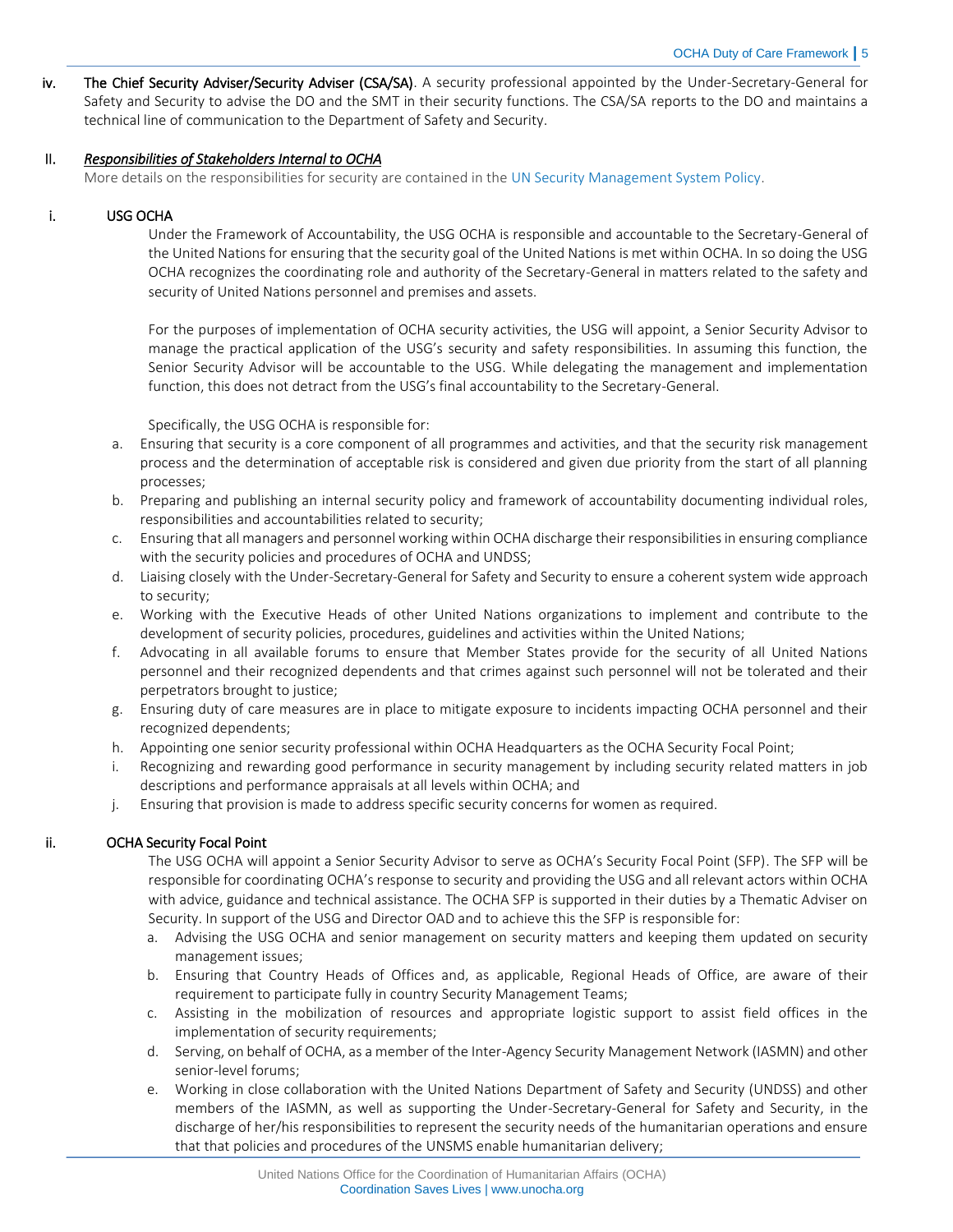**iv. The Chief Security Adviser/Security Adviser (CSA/SA)**. A security professional appointed by the Under-Secretary-General for Safety and Security to advise the DO and the SMT in their security functions. The CSA/SA reports to the DO and maintains a technical line of communication to the Department of Safety and Security.

## II. *Responsibilities of Stakeholders Internal to OCHA*

More details on the responsibilities for security are contained in the UN Security Management System Policy.

### i. USG OCHA

Under the Framework of Accountability, the USG OCHA is responsible and accountable to the Secretary-General of the United Nations for ensuring that the security goal of the United Nations is met within OCHA. In so doing the USG OCHA recognizes the coordinating role and authority of the Secretary-General in matters related to the safety and security of United Nations personnel and premises and assets.

For the purposes of implementation of OCHA security activities, the USG will appoint, a Senior Security Advisor to manage the practical application of the USG's security and safety responsibilities. In assuming this function, the Senior Security Advisor will be accountable to the USG. While delegating the management and implementation function, this does not detract from the USG's final accountability to the Secretary-General.

Specifically, the USG OCHA is responsible for:

a. Ensuring that security is a core component of all programmes and activities, and that the security risk management process and the determination of acceptable risk is considered and given due priority from the start of all planning processes;
b. Preparing and publishing an internal security policy and framework of accountability documenting individual roles, responsibilities and accountabilities related to security;
c. Ensuring that all managers and personnel working within OCHA discharge their responsibilities in ensuring compliance with the security policies and procedures of OCHA and UNDSS;
d. Liaising closely with the Under-Secretary-General for Safety and Security to ensure a coherent system wide approach to security;
e. Working with the Executive Heads of other United Nations organizations to implement and contribute to the development of security policies, procedures, guidelines and activities within the United Nations;
f. Advocating in all available forums to ensure that Member States provide for the security of all United Nations personnel and their recognized dependents and that crimes against such personnel will not be tolerated and their perpetrators brought to justice;
g. Ensuring duty of care measures are in place to mitigate exposure to incidents impacting OCHA personnel and their recognized dependents;
h. Appointing one senior security professional within OCHA Headquarters as the OCHA Security Focal Point;
i. Recognizing and rewarding good performance in security management by including security related matters in job descriptions and performance appraisals at all levels within OCHA; and
j. Ensuring that provision is made to address specific security concerns for women as required.

### ii. OCHA Security Focal Point

The USG OCHA will appoint a Senior Security Advisor to serve as OCHA's Security Focal Point (SFP). The SFP will be responsible for coordinating OCHA's response to security and providing the USG and all relevant actors within OCHA with advice, guidance and technical assistance. The OCHA SFP is supported in their duties by a Thematic Adviser on Security. In support of the USG and Director OAD and to achieve this the SFP is responsible for:

a. Advising the USG OCHA and senior management on security matters and keeping them updated on security management issues;
b. Ensuring that Country Heads of Offices and, as applicable, Regional Heads of Office, are aware of their requirement to participate fully in country Security Management Teams;
c. Assisting in the mobilization of resources and appropriate logistic support to assist field offices in the implementation of security requirements;
d. Serving, on behalf of OCHA, as a member of the Inter-Agency Security Management Network (IASMN) and other senior-level forums;
e. Working in close collaboration with the United Nations Department of Safety and Security (UNDSS) and other members of the IASMN, as well as supporting the Under-Secretary-General for Safety and Security, in the discharge of her/his responsibilities to represent the security needs of the humanitarian operations and ensure that that policies and procedures of the UNSMS enable humanitarian delivery;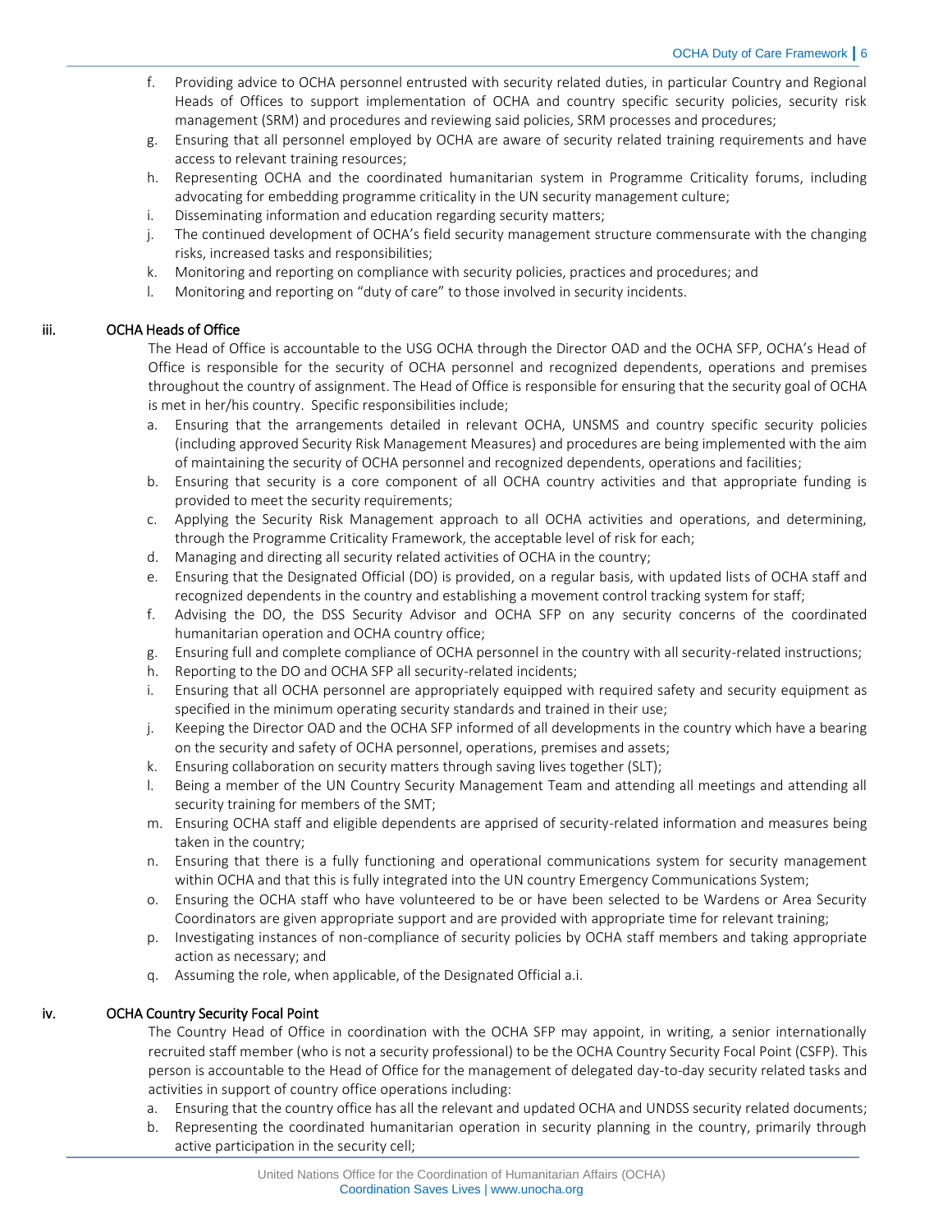f. Providing advice to OCHA personnel entrusted with security related duties, in particular Country and Regional Heads of Offices to support implementation of OCHA and country specific security policies, security risk management (SRM) and procedures and reviewing said policies, SRM processes and procedures;
g. Ensuring that all personnel employed by OCHA are aware of security related training requirements and have access to relevant training resources;
h. Representing OCHA and the coordinated humanitarian system in Programme Criticality forums, including advocating for embedding programme criticality in the UN security management culture;
i. Disseminating information and education regarding security matters;
j. The continued development of OCHA's field security management structure commensurate with the changing risks, increased tasks and responsibilities;
k. Monitoring and reporting on compliance with security policies, practices and procedures; and
l. Monitoring and reporting on "duty of care" to those involved in security incidents.

### iii. OCHA Heads of Office

The Head of Office is accountable to the USG OCHA through the Director OAD and the OCHA SFP, OCHA's Head of Office is responsible for the security of OCHA personnel and recognized dependents, operations and premises throughout the country of assignment. The Head of Office is responsible for ensuring that the security goal of OCHA is met in her/his country. Specific responsibilities include;

a. Ensuring that the arrangements detailed in relevant OCHA, UNSMS and country specific security policies (including approved Security Risk Management Measures) and procedures are being implemented with the aim of maintaining the security of OCHA personnel and recognized dependents, operations and facilities;
b. Ensuring that security is a core component of all OCHA country activities and that appropriate funding is provided to meet the security requirements;
c. Applying the Security Risk Management approach to all OCHA activities and operations, and determining, through the Programme Criticality Framework, the acceptable level of risk for each;
d. Managing and directing all security related activities of OCHA in the country;
e. Ensuring that the Designated Official (DO) is provided, on a regular basis, with updated lists of OCHA staff and recognized dependents in the country and establishing a movement control tracking system for staff;
f. Advising the DO, the DSS Security Advisor and OCHA SFP on any security concerns of the coordinated humanitarian operation and OCHA country office;
g. Ensuring full and complete compliance of OCHA personnel in the country with all security-related instructions;
h. Reporting to the DO and OCHA SFP all security-related incidents;
i. Ensuring that all OCHA personnel are appropriately equipped with required safety and security equipment as specified in the minimum operating security standards and trained in their use;
j. Keeping the Director OAD and the OCHA SFP informed of all developments in the country which have a bearing on the security and safety of OCHA personnel, operations, premises and assets;
k. Ensuring collaboration on security matters through saving lives together (SLT);
l. Being a member of the UN Country Security Management Team and attending all meetings and attending all security training for members of the SMT;
m. Ensuring OCHA staff and eligible dependents are apprised of security-related information and measures being taken in the country;
n. Ensuring that there is a fully functioning and operational communications system for security management within OCHA and that this is fully integrated into the UN country Emergency Communications System;
o. Ensuring the OCHA staff who have volunteered to be or have been selected to be Wardens or Area Security Coordinators are given appropriate support and are provided with appropriate time for relevant training;
p. Investigating instances of non-compliance of security policies by OCHA staff members and taking appropriate action as necessary; and
q. Assuming the role, when applicable, of the Designated Official a.i.

### iv. OCHA Country Security Focal Point

The Country Head of Office in coordination with the OCHA SFP may appoint, in writing, a senior internationally recruited staff member (who is not a security professional) to be the OCHA Country Security Focal Point (CSFP). This person is accountable to the Head of Office for the management of delegated day-to-day security related tasks and activities in support of country office operations including:

a. Ensuring that the country office has all the relevant and updated OCHA and UNDSS security related documents;
b. Representing the coordinated humanitarian operation in security planning in the country, primarily through active participation in the security cell;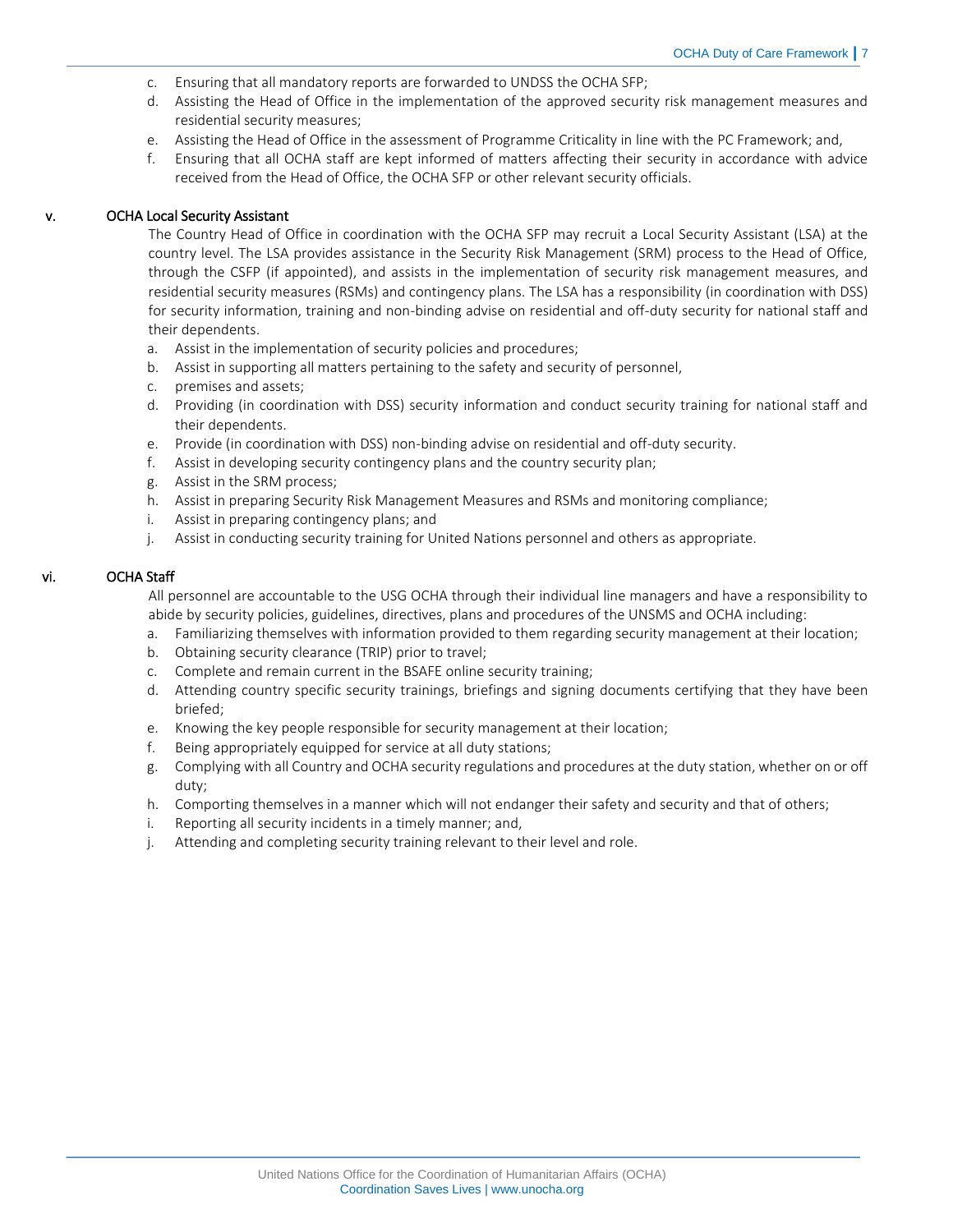c. Ensuring that all mandatory reports are forwarded to UNDSS the OCHA SFP;
d. Assisting the Head of Office in the implementation of the approved security risk management measures and residential security measures;
e. Assisting the Head of Office in the assessment of Programme Criticality in line with the PC Framework; and,
f. Ensuring that all OCHA staff are kept informed of matters affecting their security in accordance with advice received from the Head of Office, the OCHA SFP or other relevant security officials.

### v. OCHA Local Security Assistant

The Country Head of Office in coordination with the OCHA SFP may recruit a Local Security Assistant (LSA) at the country level. The LSA provides assistance in the Security Risk Management (SRM) process to the Head of Office, through the CSFP (if appointed), and assists in the implementation of security risk management measures, and residential security measures (RSMs) and contingency plans. The LSA has a responsibility (in coordination with DSS) for security information, training and non-binding advise on residential and off-duty security for national staff and their dependents.

a. Assist in the implementation of security policies and procedures;
b. Assist in supporting all matters pertaining to the safety and security of personnel,
c. premises and assets;
d. Providing (in coordination with DSS) security information and conduct security training for national staff and their dependents.
e. Provide (in coordination with DSS) non-binding advise on residential and off-duty security.
f. Assist in developing security contingency plans and the country security plan;
g. Assist in the SRM process;
h. Assist in preparing Security Risk Management Measures and RSMs and monitoring compliance;
i. Assist in preparing contingency plans; and
j. Assist in conducting security training for United Nations personnel and others as appropriate.

### vi. OCHA Staff

All personnel are accountable to the USG OCHA through their individual line managers and have a responsibility to abide by security policies, guidelines, directives, plans and procedures of the UNSMS and OCHA including:

a. Familiarizing themselves with information provided to them regarding security management at their location;
b. Obtaining security clearance (TRIP) prior to travel;
c. Complete and remain current in the BSAFE online security training;
d. Attending country specific security trainings, briefings and signing documents certifying that they have been briefed;
e. Knowing the key people responsible for security management at their location;
f. Being appropriately equipped for service at all duty stations;
g. Complying with all Country and OCHA security regulations and procedures at the duty station, whether on or off duty;
h. Comporting themselves in a manner which will not endanger their safety and security and that of others;
i. Reporting all security incidents in a timely manner; and,
j. Attending and completing security training relevant to their level and role.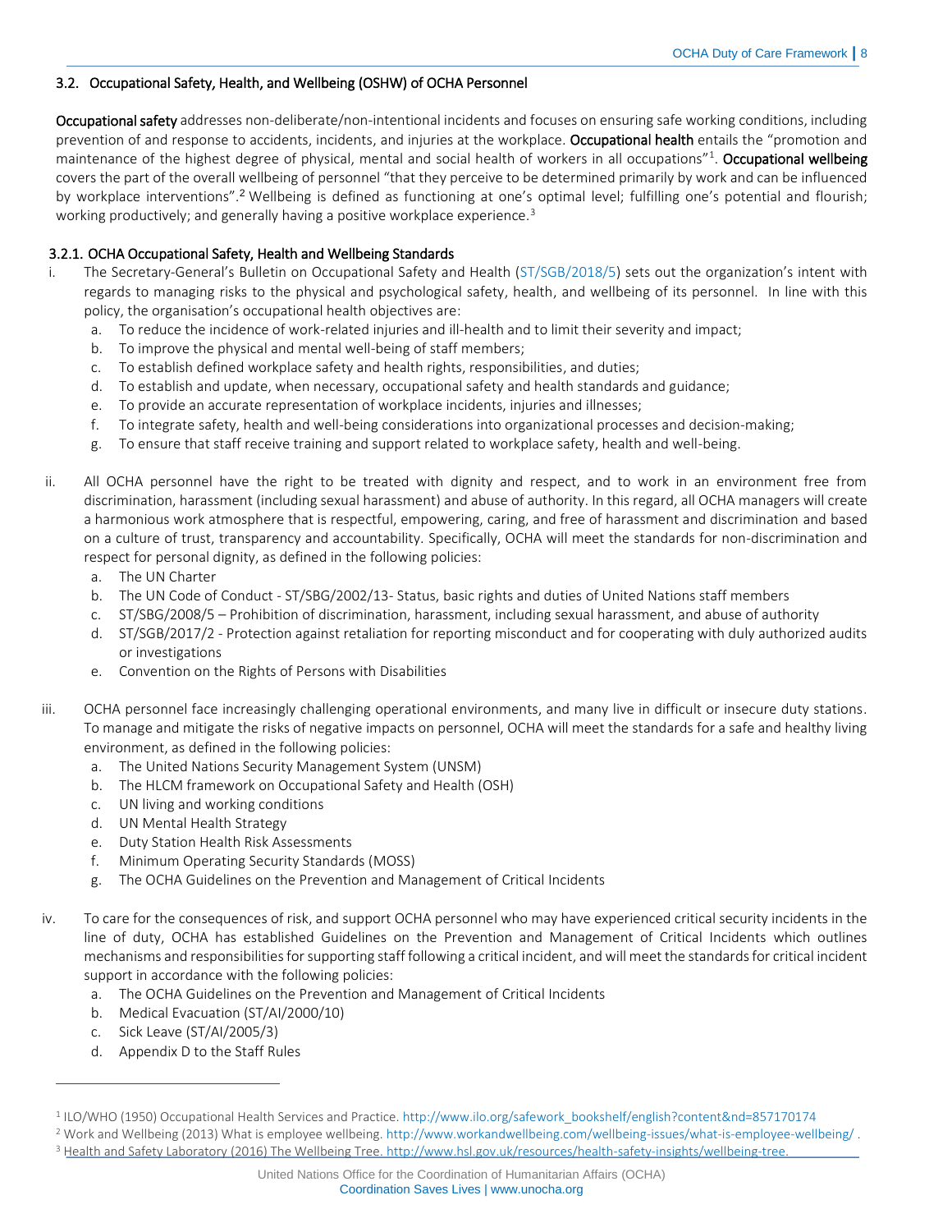### 3.2. Occupational Safety, Health, and Wellbeing (OSHW) of OCHA Personnel

**Occupational safety** addresses non-deliberate/non-intentional incidents and focuses on ensuring safe working conditions, including prevention of and response to accidents, incidents, and injuries at the workplace. **Occupational health** entails the "promotion and maintenance of the highest degree of physical, mental and social health of workers in all occupations"[1]. **Occupational wellbeing** covers the part of the overall wellbeing of personnel "that they perceive to be determined primarily by work and can be influenced by workplace interventions".[2] Wellbeing is defined as functioning at one's optimal level; fulfilling one's potential and flourish; working productively; and generally having a positive workplace experience.[3]

#### 3.2.1. OCHA Occupational Safety, Health and Wellbeing Standards

i. The Secretary-General's Bulletin on Occupational Safety and Health (ST/SGB/2018/5) sets out the organization's intent with regards to managing risks to the physical and psychological safety, health, and wellbeing of its personnel. In line with this policy, the organisation's occupational health objectives are:
   a. To reduce the incidence of work-related injuries and ill-health and to limit their severity and impact;
   b. To improve the physical and mental well-being of staff members;
   c. To establish defined workplace safety and health rights, responsibilities, and duties;
   d. To establish and update, when necessary, occupational safety and health standards and guidance;
   e. To provide an accurate representation of workplace incidents, injuries and illnesses;
   f. To integrate safety, health and well-being considerations into organizational processes and decision-making;
   g. To ensure that staff receive training and support related to workplace safety, health and well-being.

ii. All OCHA personnel have the right to be treated with dignity and respect, and to work in an environment free from discrimination, harassment (including sexual harassment) and abuse of authority. In this regard, all OCHA managers will create a harmonious work atmosphere that is respectful, empowering, caring, and free of harassment and discrimination and based on a culture of trust, transparency and accountability. Specifically, OCHA will meet the standards for non-discrimination and respect for personal dignity, as defined in the following policies:
   a. The UN Charter
   b. The UN Code of Conduct - ST/SBG/2002/13- Status, basic rights and duties of United Nations staff members
   c. ST/SBG/2008/5 – Prohibition of discrimination, harassment, including sexual harassment, and abuse of authority
   d. ST/SGB/2017/2 - Protection against retaliation for reporting misconduct and for cooperating with duly authorized audits or investigations
   e. Convention on the Rights of Persons with Disabilities

iii. OCHA personnel face increasingly challenging operational environments, and many live in difficult or insecure duty stations. To manage and mitigate the risks of negative impacts on personnel, OCHA will meet the standards for a safe and healthy living environment, as defined in the following policies:
   a. The United Nations Security Management System (UNSM)
   b. The HLCM framework on Occupational Safety and Health (OSH)
   c. UN living and working conditions
   d. UN Mental Health Strategy
   e. Duty Station Health Risk Assessments
   f. Minimum Operating Security Standards (MOSS)
   g. The OCHA Guidelines on the Prevention and Management of Critical Incidents

iv. To care for the consequences of risk, and support OCHA personnel who may have experienced critical security incidents in the line of duty, OCHA has established Guidelines on the Prevention and Management of Critical Incidents which outlines mechanisms and responsibilities for supporting staff following a critical incident, and will meet the standards for critical incident support in accordance with the following policies:
   a. The OCHA Guidelines on the Prevention and Management of Critical Incidents
   b. Medical Evacuation (ST/AI/2000/10)
   c. Sick Leave (ST/AI/2005/3)
   d. Appendix D to the Staff Rules

---

[1] ILO/WHO (1950) Occupational Health Services and Practice. http://www.ilo.org/safework_bookshelf/english?content&nd=857170174

[2] Work and Wellbeing (2013) What is employee wellbeing. http://www.workandwellbeing.com/wellbeing-issues/what-is-employee-wellbeing/ .

[3] Health and Safety Laboratory (2016) The Wellbeing Tree. http://www.hsl.gov.uk/resources/health-safety-insights/wellbeing-tree.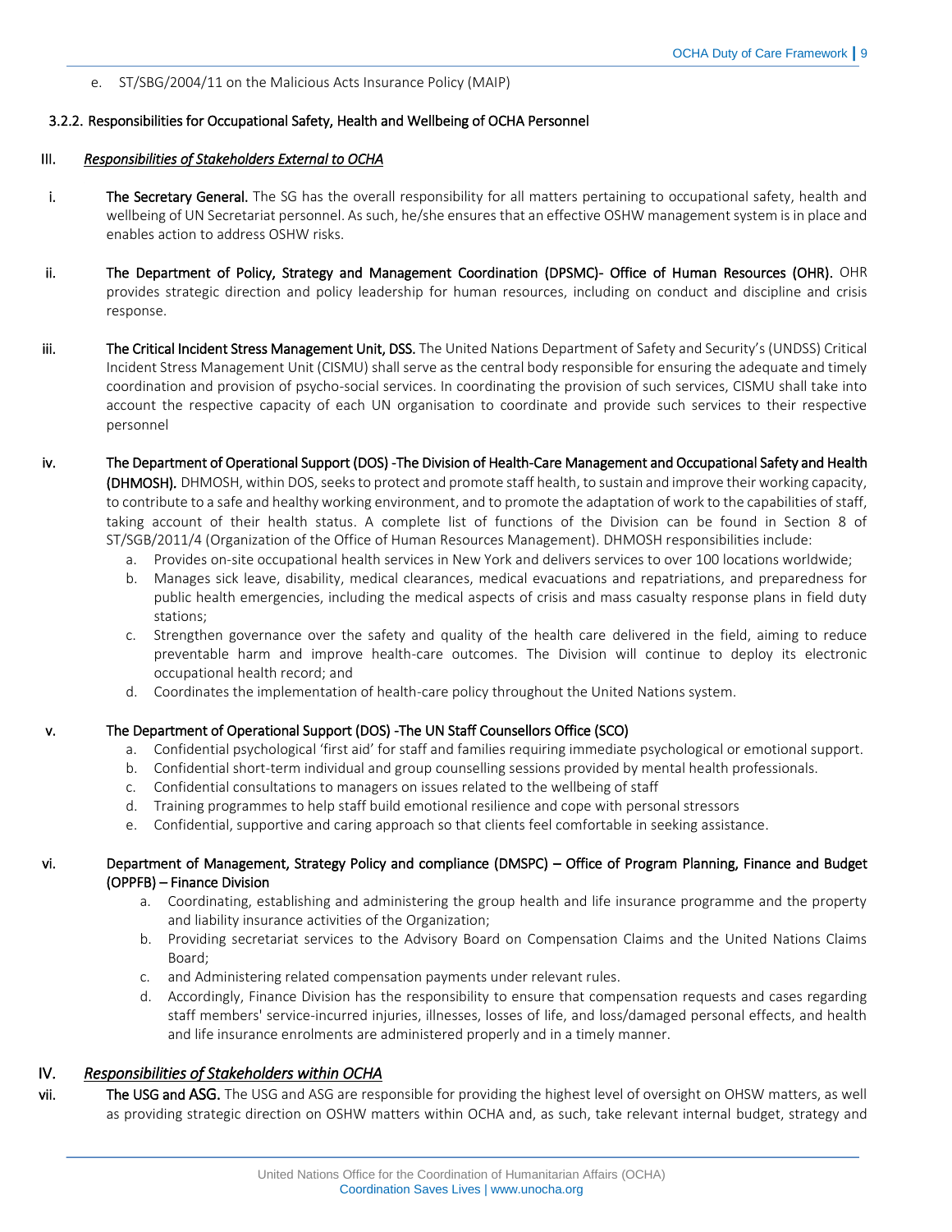e. ST/SBG/2004/11 on the Malicious Acts Insurance Policy (MAIP)

### 3.2.2. Responsibilities for Occupational Safety, Health and Wellbeing of OCHA Personnel

#### III. *Responsibilities of Stakeholders External to OCHA*

i. **The Secretary General.** The SG has the overall responsibility for all matters pertaining to occupational safety, health and wellbeing of UN Secretariat personnel. As such, he/she ensures that an effective OSHW management system is in place and enables action to address OSHW risks.

ii. **The Department of Policy, Strategy and Management Coordination (DPSMC)- Office of Human Resources (OHR).** OHR provides strategic direction and policy leadership for human resources, including on conduct and discipline and crisis response.

iii. **The Critical Incident Stress Management Unit, DSS.** The United Nations Department of Safety and Security's (UNDSS) Critical Incident Stress Management Unit (CISMU) shall serve as the central body responsible for ensuring the adequate and timely coordination and provision of psycho-social services. In coordinating the provision of such services, CISMU shall take into account the respective capacity of each UN organisation to coordinate and provide such services to their respective personnel

iv. **The Department of Operational Support (DOS) -The Division of Health-Care Management and Occupational Safety and Health (DHMOSH).** DHMOSH, within DOS, seeks to protect and promote staff health, to sustain and improve their working capacity, to contribute to a safe and healthy working environment, and to promote the adaptation of work to the capabilities of staff, taking account of their health status. A complete list of functions of the Division can be found in Section 8 of ST/SGB/2011/4 (Organization of the Office of Human Resources Management). DHMOSH responsibilities include:
   a. Provides on-site occupational health services in New York and delivers services to over 100 locations worldwide;
   b. Manages sick leave, disability, medical clearances, medical evacuations and repatriations, and preparedness for public health emergencies, including the medical aspects of crisis and mass casualty response plans in field duty stations;
   c. Strengthen governance over the safety and quality of the health care delivered in the field, aiming to reduce preventable harm and improve health-care outcomes. The Division will continue to deploy its electronic occupational health record; and
   d. Coordinates the implementation of health-care policy throughout the United Nations system.

v. **The Department of Operational Support (DOS) -The UN Staff Counsellors Office (SCO)**
   a. Confidential psychological 'first aid' for staff and families requiring immediate psychological or emotional support.
   b. Confidential short-term individual and group counselling sessions provided by mental health professionals.
   c. Confidential consultations to managers on issues related to the wellbeing of staff
   d. Training programmes to help staff build emotional resilience and cope with personal stressors
   e. Confidential, supportive and caring approach so that clients feel comfortable in seeking assistance.

vi. **Department of Management, Strategy Policy and compliance (DMSPC) – Office of Program Planning, Finance and Budget (OPPFB) – Finance Division**
   a. Coordinating, establishing and administering the group health and life insurance programme and the property and liability insurance activities of the Organization;
   b. Providing secretariat services to the Advisory Board on Compensation Claims and the United Nations Claims Board;
   c. and Administering related compensation payments under relevant rules.
   d. Accordingly, Finance Division has the responsibility to ensure that compensation requests and cases regarding staff members' service-incurred injuries, illnesses, losses of life, and loss/damaged personal effects, and health and life insurance enrolments are administered properly and in a timely manner.

#### IV. *Responsibilities of Stakeholders within OCHA*

vii. **The USG and ASG.** The USG and ASG are responsible for providing the highest level of oversight on OHSW matters, as well as providing strategic direction on OSHW matters within OCHA and, as such, take relevant internal budget, strategy and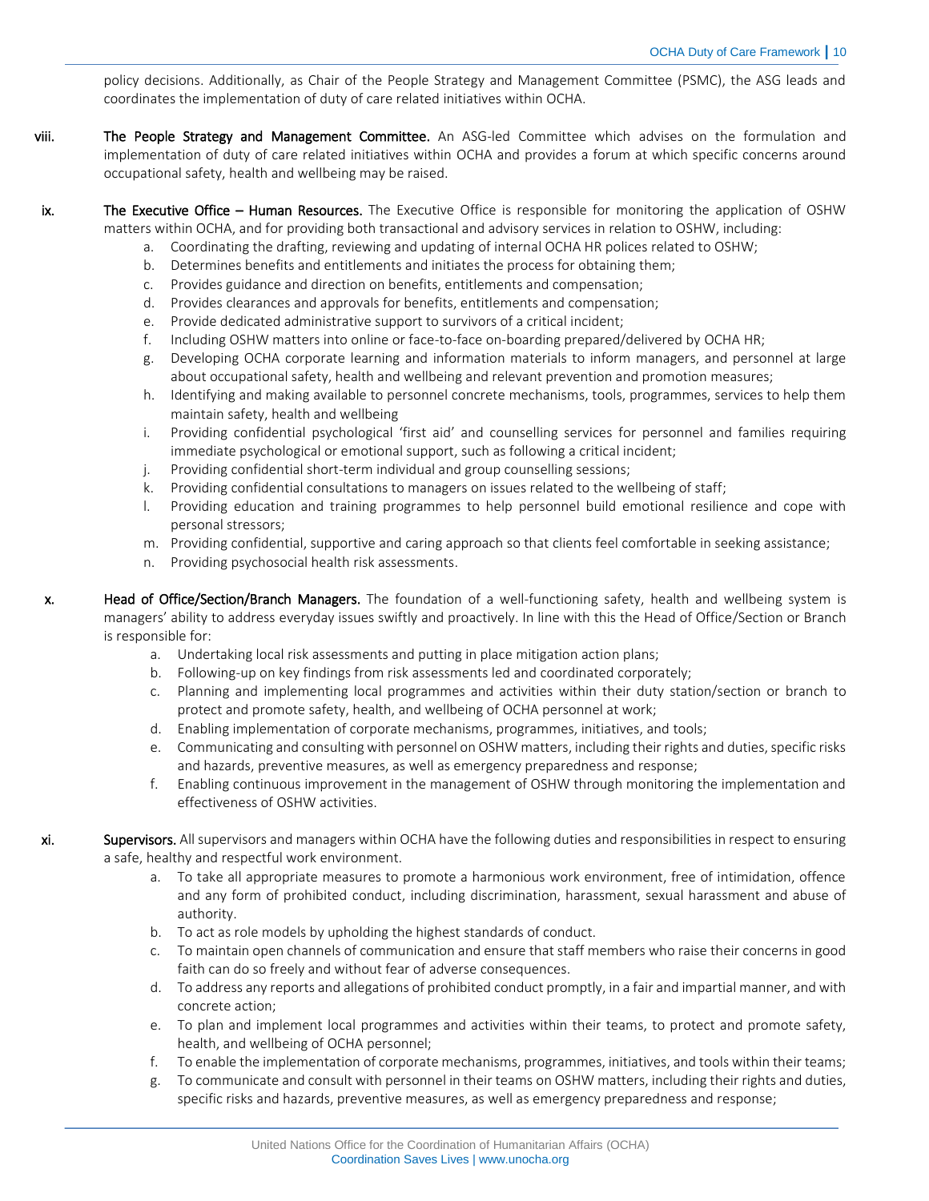policy decisions. Additionally, as Chair of the People Strategy and Management Committee (PSMC), the ASG leads and coordinates the implementation of duty of care related initiatives within OCHA.

viii. **The People Strategy and Management Committee.** An ASG-led Committee which advises on the formulation and implementation of duty of care related initiatives within OCHA and provides a forum at which specific concerns around occupational safety, health and wellbeing may be raised.

ix. **The Executive Office – Human Resources.** The Executive Office is responsible for monitoring the application of OSHW matters within OCHA, and for providing both transactional and advisory services in relation to OSHW, including:

   a. Coordinating the drafting, reviewing and updating of internal OCHA HR polices related to OSHW;
   b. Determines benefits and entitlements and initiates the process for obtaining them;
   c. Provides guidance and direction on benefits, entitlements and compensation;
   d. Provides clearances and approvals for benefits, entitlements and compensation;
   e. Provide dedicated administrative support to survivors of a critical incident;
   f. Including OSHW matters into online or face-to-face on-boarding prepared/delivered by OCHA HR;
   g. Developing OCHA corporate learning and information materials to inform managers, and personnel at large about occupational safety, health and wellbeing and relevant prevention and promotion measures;
   h. Identifying and making available to personnel concrete mechanisms, tools, programmes, services to help them maintain safety, health and wellbeing
   i. Providing confidential psychological 'first aid' and counselling services for personnel and families requiring immediate psychological or emotional support, such as following a critical incident;
   j. Providing confidential short-term individual and group counselling sessions;
   k. Providing confidential consultations to managers on issues related to the wellbeing of staff;
   l. Providing education and training programmes to help personnel build emotional resilience and cope with personal stressors;
   m. Providing confidential, supportive and caring approach so that clients feel comfortable in seeking assistance;
   n. Providing psychosocial health risk assessments.

x. **Head of Office/Section/Branch Managers.** The foundation of a well-functioning safety, health and wellbeing system is managers' ability to address everyday issues swiftly and proactively. In line with this the Head of Office/Section or Branch is responsible for:

   a. Undertaking local risk assessments and putting in place mitigation action plans;
   b. Following-up on key findings from risk assessments led and coordinated corporately;
   c. Planning and implementing local programmes and activities within their duty station/section or branch to protect and promote safety, health, and wellbeing of OCHA personnel at work;
   d. Enabling implementation of corporate mechanisms, programmes, initiatives, and tools;
   e. Communicating and consulting with personnel on OSHW matters, including their rights and duties, specific risks and hazards, preventive measures, as well as emergency preparedness and response;
   f. Enabling continuous improvement in the management of OSHW through monitoring the implementation and effectiveness of OSHW activities.

xi. **Supervisors.** All supervisors and managers within OCHA have the following duties and responsibilities in respect to ensuring a safe, healthy and respectful work environment.

   a. To take all appropriate measures to promote a harmonious work environment, free of intimidation, offence and any form of prohibited conduct, including discrimination, harassment, sexual harassment and abuse of authority.
   b. To act as role models by upholding the highest standards of conduct.
   c. To maintain open channels of communication and ensure that staff members who raise their concerns in good faith can do so freely and without fear of adverse consequences.
   d. To address any reports and allegations of prohibited conduct promptly, in a fair and impartial manner, and with concrete action;
   e. To plan and implement local programmes and activities within their teams, to protect and promote safety, health, and wellbeing of OCHA personnel;
   f. To enable the implementation of corporate mechanisms, programmes, initiatives, and tools within their teams;
   g. To communicate and consult with personnel in their teams on OSHW matters, including their rights and duties, specific risks and hazards, preventive measures, as well as emergency preparedness and response;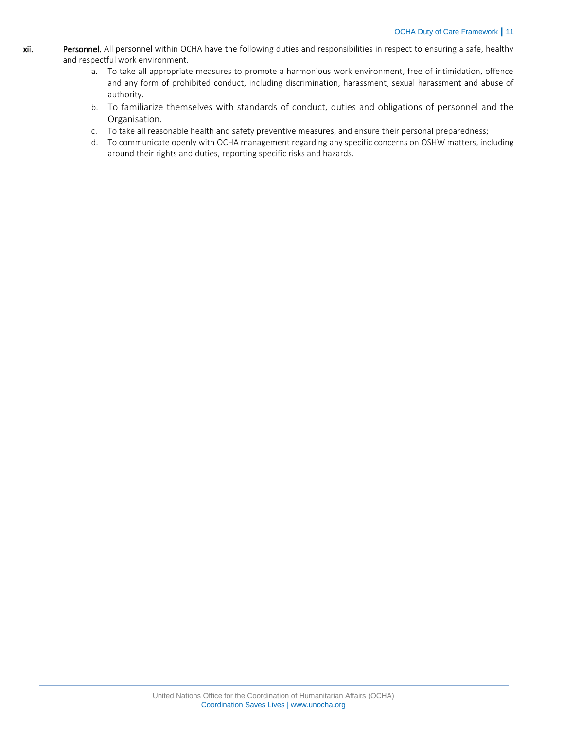xii. **Personnel.** All personnel within OCHA have the following duties and responsibilities in respect to ensuring a safe, healthy and respectful work environment.

a. To take all appropriate measures to promote a harmonious work environment, free of intimidation, offence and any form of prohibited conduct, including discrimination, harassment, sexual harassment and abuse of authority.
b. To familiarize themselves with standards of conduct, duties and obligations of personnel and the Organisation.
c. To take all reasonable health and safety preventive measures, and ensure their personal preparedness;
d. To communicate openly with OCHA management regarding any specific concerns on OSHW matters, including around their rights and duties, reporting specific risks and hazards.